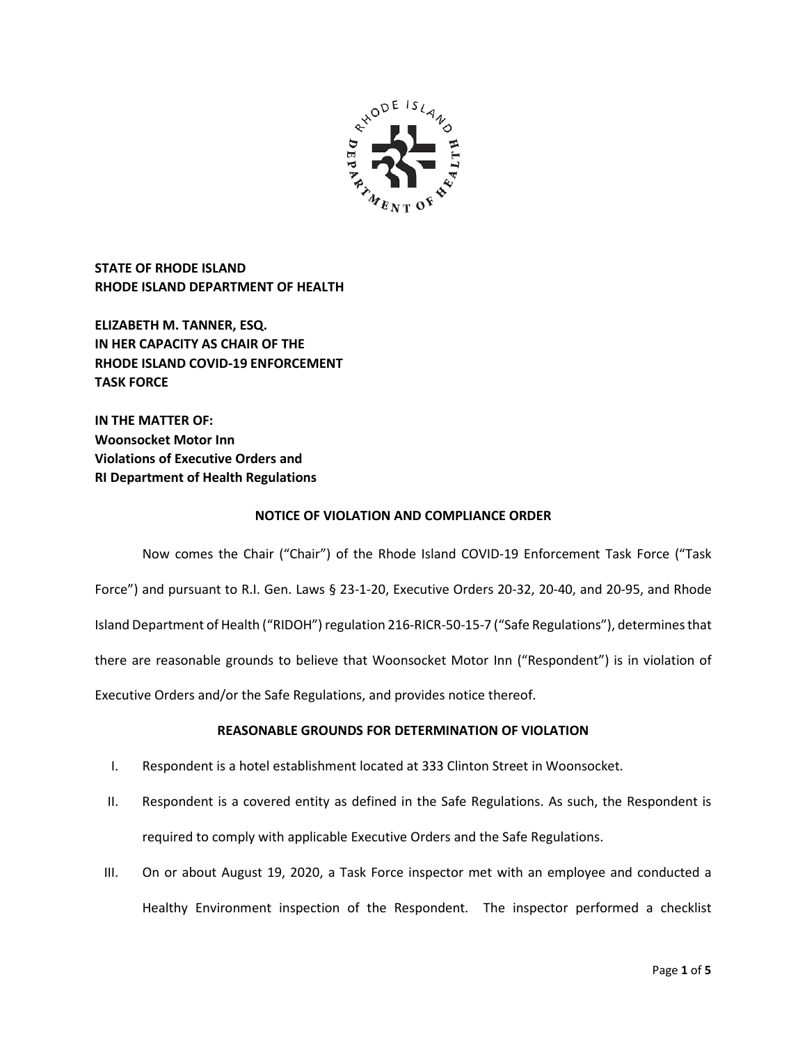**STATE OF RHODE ISLAND**
**RHODE ISLAND DEPARTMENT OF HEALTH**

**ELIZABETH M. TANNER, ESQ.**
**IN HER CAPACITY AS CHAIR OF THE**
**RHODE ISLAND COVID-19 ENFORCEMENT**
**TASK FORCE**

**IN THE MATTER OF:**
**Woonsocket Motor Inn**
**Violations of Executive Orders and**
**RI Department of Health Regulations**

## NOTICE OF VIOLATION AND COMPLIANCE ORDER

Now comes the Chair ("Chair") of the Rhode Island COVID-19 Enforcement Task Force ("Task Force") and pursuant to R.I. Gen. Laws § 23-1-20, Executive Orders 20-32, 20-40, and 20-95, and Rhode Island Department of Health ("RIDOH") regulation 216-RICR-50-15-7 ("Safe Regulations"), determines that there are reasonable grounds to believe that Woonsocket Motor Inn ("Respondent") is in violation of Executive Orders and/or the Safe Regulations, and provides notice thereof.

## REASONABLE GROUNDS FOR DETERMINATION OF VIOLATION

I. Respondent is a hotel establishment located at 333 Clinton Street in Woonsocket.

II. Respondent is a covered entity as defined in the Safe Regulations. As such, the Respondent is required to comply with applicable Executive Orders and the Safe Regulations.

III. On or about August 19, 2020, a Task Force inspector met with an employee and conducted a Healthy Environment inspection of the Respondent. The inspector performed a checklist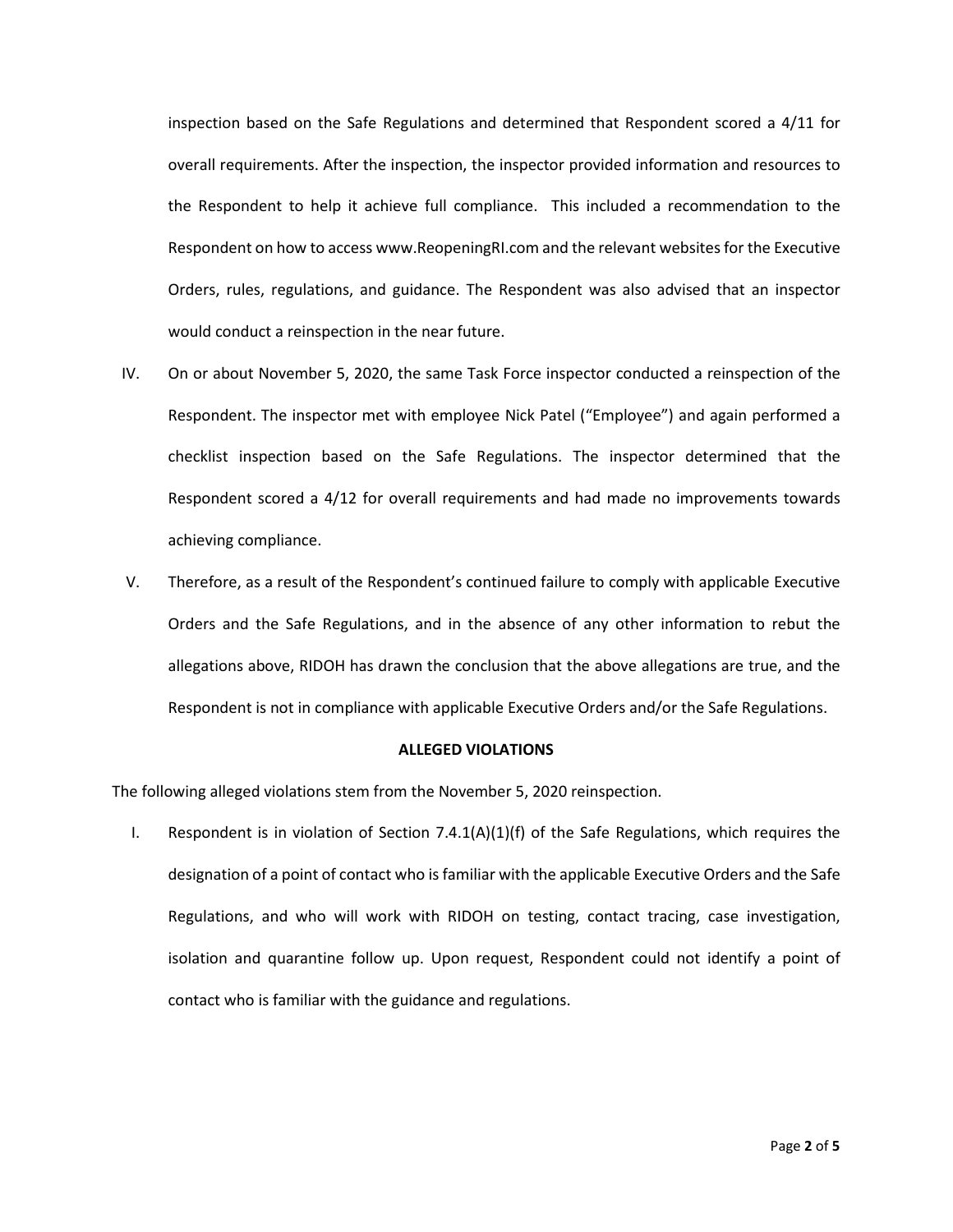inspection based on the Safe Regulations and determined that Respondent scored a 4/11 for overall requirements. After the inspection, the inspector provided information and resources to the Respondent to help it achieve full compliance. This included a recommendation to the Respondent on how to access www.ReopeningRI.com and the relevant websites for the Executive Orders, rules, regulations, and guidance. The Respondent was also advised that an inspector would conduct a reinspection in the near future.

IV. On or about November 5, 2020, the same Task Force inspector conducted a reinspection of the Respondent. The inspector met with employee Nick Patel ("Employee") and again performed a checklist inspection based on the Safe Regulations. The inspector determined that the Respondent scored a 4/12 for overall requirements and had made no improvements towards achieving compliance.

V. Therefore, as a result of the Respondent's continued failure to comply with applicable Executive Orders and the Safe Regulations, and in the absence of any other information to rebut the allegations above, RIDOH has drawn the conclusion that the above allegations are true, and the Respondent is not in compliance with applicable Executive Orders and/or the Safe Regulations.

**ALLEGED VIOLATIONS**

The following alleged violations stem from the November 5, 2020 reinspection.

I. Respondent is in violation of Section 7.4.1(A)(1)(f) of the Safe Regulations, which requires the designation of a point of contact who is familiar with the applicable Executive Orders and the Safe Regulations, and who will work with RIDOH on testing, contact tracing, case investigation, isolation and quarantine follow up. Upon request, Respondent could not identify a point of contact who is familiar with the guidance and regulations.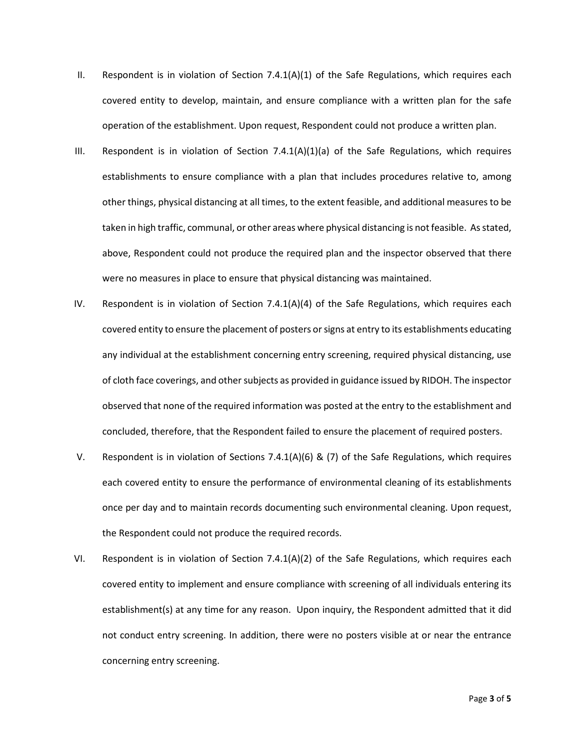II. Respondent is in violation of Section 7.4.1(A)(1) of the Safe Regulations, which requires each covered entity to develop, maintain, and ensure compliance with a written plan for the safe operation of the establishment. Upon request, Respondent could not produce a written plan.

III. Respondent is in violation of Section 7.4.1(A)(1)(a) of the Safe Regulations, which requires establishments to ensure compliance with a plan that includes procedures relative to, among other things, physical distancing at all times, to the extent feasible, and additional measures to be taken in high traffic, communal, or other areas where physical distancing is not feasible. As stated, above, Respondent could not produce the required plan and the inspector observed that there were no measures in place to ensure that physical distancing was maintained.

IV. Respondent is in violation of Section 7.4.1(A)(4) of the Safe Regulations, which requires each covered entity to ensure the placement of posters or signs at entry to its establishments educating any individual at the establishment concerning entry screening, required physical distancing, use of cloth face coverings, and other subjects as provided in guidance issued by RIDOH. The inspector observed that none of the required information was posted at the entry to the establishment and concluded, therefore, that the Respondent failed to ensure the placement of required posters.

V. Respondent is in violation of Sections 7.4.1(A)(6) & (7) of the Safe Regulations, which requires each covered entity to ensure the performance of environmental cleaning of its establishments once per day and to maintain records documenting such environmental cleaning. Upon request, the Respondent could not produce the required records.

VI. Respondent is in violation of Section 7.4.1(A)(2) of the Safe Regulations, which requires each covered entity to implement and ensure compliance with screening of all individuals entering its establishment(s) at any time for any reason. Upon inquiry, the Respondent admitted that it did not conduct entry screening. In addition, there were no posters visible at or near the entrance concerning entry screening.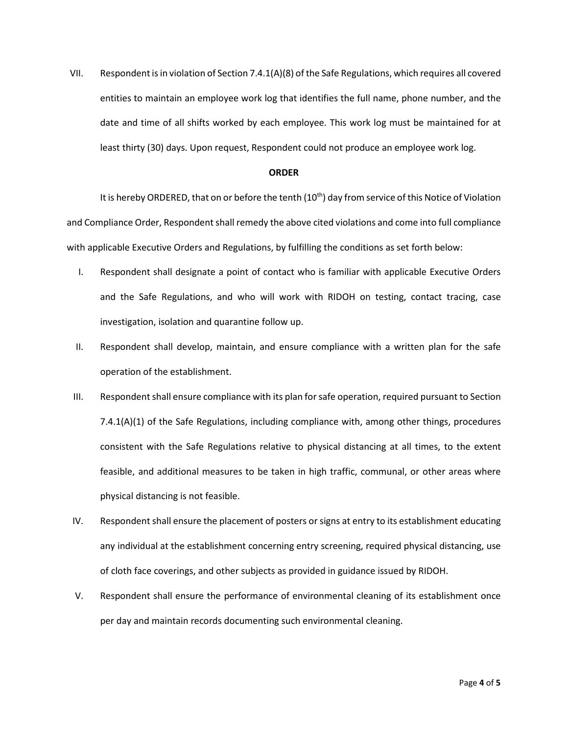VII. Respondent is in violation of Section 7.4.1(A)(8) of the Safe Regulations, which requires all covered entities to maintain an employee work log that identifies the full name, phone number, and the date and time of all shifts worked by each employee. This work log must be maintained for at least thirty (30) days. Upon request, Respondent could not produce an employee work log.

**ORDER**

It is hereby ORDERED, that on or before the tenth (10th) day from service of this Notice of Violation and Compliance Order, Respondent shall remedy the above cited violations and come into full compliance with applicable Executive Orders and Regulations, by fulfilling the conditions as set forth below:

I. Respondent shall designate a point of contact who is familiar with applicable Executive Orders and the Safe Regulations, and who will work with RIDOH on testing, contact tracing, case investigation, isolation and quarantine follow up.

II. Respondent shall develop, maintain, and ensure compliance with a written plan for the safe operation of the establishment.

III. Respondent shall ensure compliance with its plan for safe operation, required pursuant to Section 7.4.1(A)(1) of the Safe Regulations, including compliance with, among other things, procedures consistent with the Safe Regulations relative to physical distancing at all times, to the extent feasible, and additional measures to be taken in high traffic, communal, or other areas where physical distancing is not feasible.

IV. Respondent shall ensure the placement of posters or signs at entry to its establishment educating any individual at the establishment concerning entry screening, required physical distancing, use of cloth face coverings, and other subjects as provided in guidance issued by RIDOH.

V. Respondent shall ensure the performance of environmental cleaning of its establishment once per day and maintain records documenting such environmental cleaning.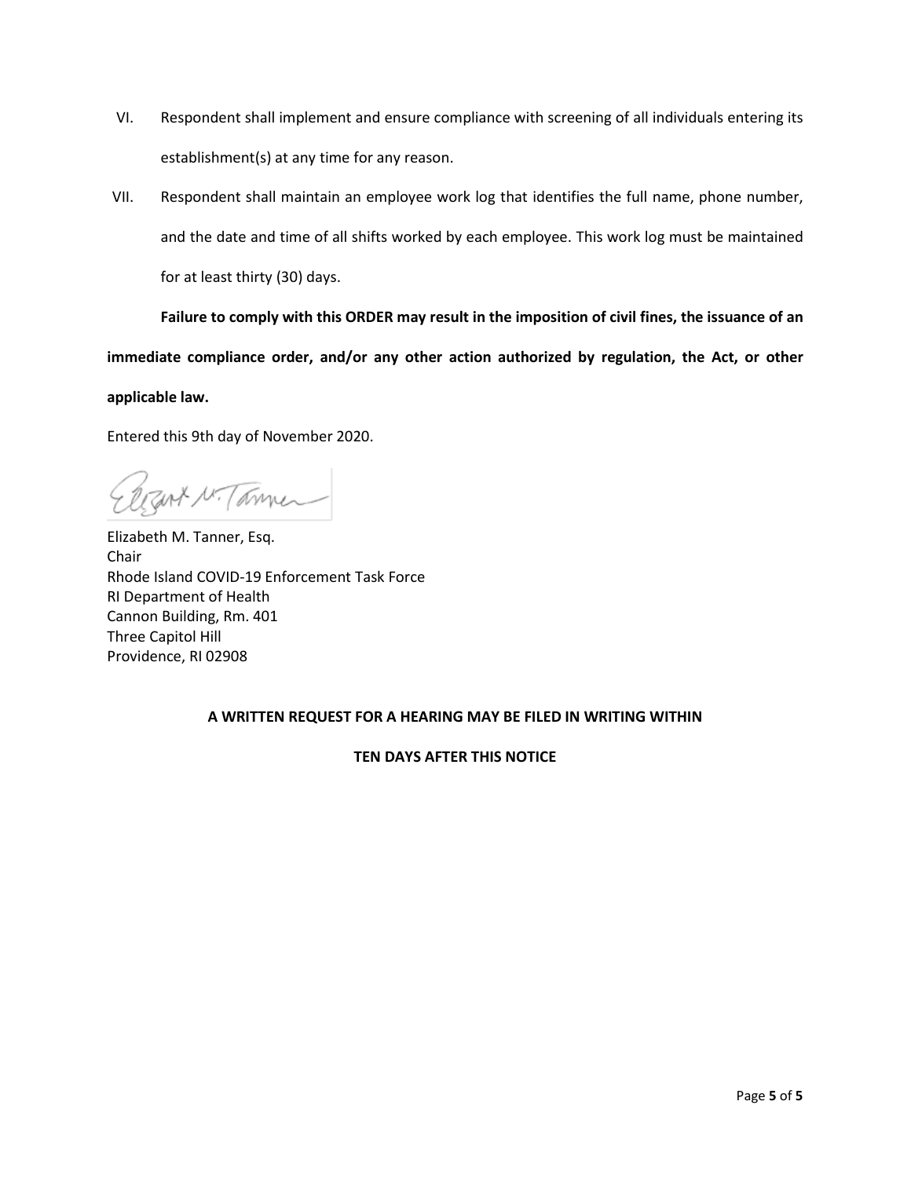VI. Respondent shall implement and ensure compliance with screening of all individuals entering its establishment(s) at any time for any reason.

VII. Respondent shall maintain an employee work log that identifies the full name, phone number, and the date and time of all shifts worked by each employee. This work log must be maintained for at least thirty (30) days.

**Failure to comply with this ORDER may result in the imposition of civil fines, the issuance of an immediate compliance order, and/or any other action authorized by regulation, the Act, or other applicable law.**

Entered this 9th day of November 2020.

Elizabeth M. Tanner, Esq.
Chair
Rhode Island COVID-19 Enforcement Task Force
RI Department of Health
Cannon Building, Rm. 401
Three Capitol Hill
Providence, RI 02908

**A WRITTEN REQUEST FOR A HEARING MAY BE FILED IN WRITING WITHIN**

**TEN DAYS AFTER THIS NOTICE**